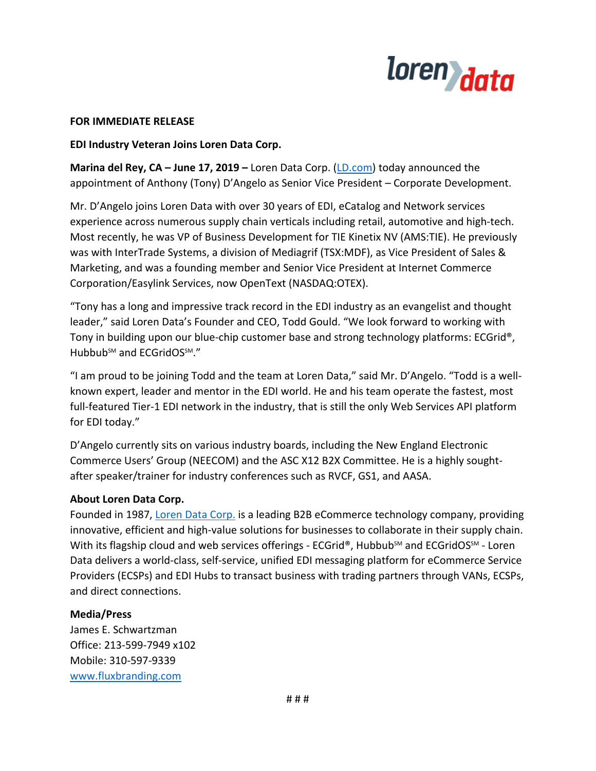**FOR IMMEDIATE RELEASE**

**EDI Industry Veteran Joins Loren Data Corp.**

**Marina del Rey, CA – June 17, 2019 –** Loren Data Corp. (LD.com) today announced the appointment of Anthony (Tony) D'Angelo as Senior Vice President – Corporate Development.

Mr. D'Angelo joins Loren Data with over 30 years of EDI, eCatalog and Network services experience across numerous supply chain verticals including retail, automotive and high-tech. Most recently, he was VP of Business Development for TIE Kinetix NV (AMS:TIE). He previously was with InterTrade Systems, a division of Mediagrif (TSX:MDF), as Vice President of Sales & Marketing, and was a founding member and Senior Vice President at Internet Commerce Corporation/Easylink Services, now OpenText (NASDAQ:OTEX).

"Tony has a long and impressive track record in the EDI industry as an evangelist and thought leader," said Loren Data's Founder and CEO, Todd Gould. "We look forward to working with Tony in building upon our blue-chip customer base and strong technology platforms: ECGrid®, Hubbub℠ and ECGridOS℠."

"I am proud to be joining Todd and the team at Loren Data," said Mr. D'Angelo. "Todd is a well-known expert, leader and mentor in the EDI world. He and his team operate the fastest, most full-featured Tier-1 EDI network in the industry, that is still the only Web Services API platform for EDI today."

D'Angelo currently sits on various industry boards, including the New England Electronic Commerce Users' Group (NEECOM) and the ASC X12 B2X Committee. He is a highly sought-after speaker/trainer for industry conferences such as RVCF, GS1, and AASA.

**About Loren Data Corp.**

Founded in 1987, Loren Data Corp. is a leading B2B eCommerce technology company, providing innovative, efficient and high-value solutions for businesses to collaborate in their supply chain. With its flagship cloud and web services offerings - ECGrid®, Hubbub℠ and ECGridOS℠ - Loren Data delivers a world-class, self-service, unified EDI messaging platform for eCommerce Service Providers (ECSPs) and EDI Hubs to transact business with trading partners through VANs, ECSPs, and direct connections.

**Media/Press**

James E. Schwartzman
Office: 213-599-7949 x102
Mobile: 310-597-9339
www.fluxbranding.com

# # #